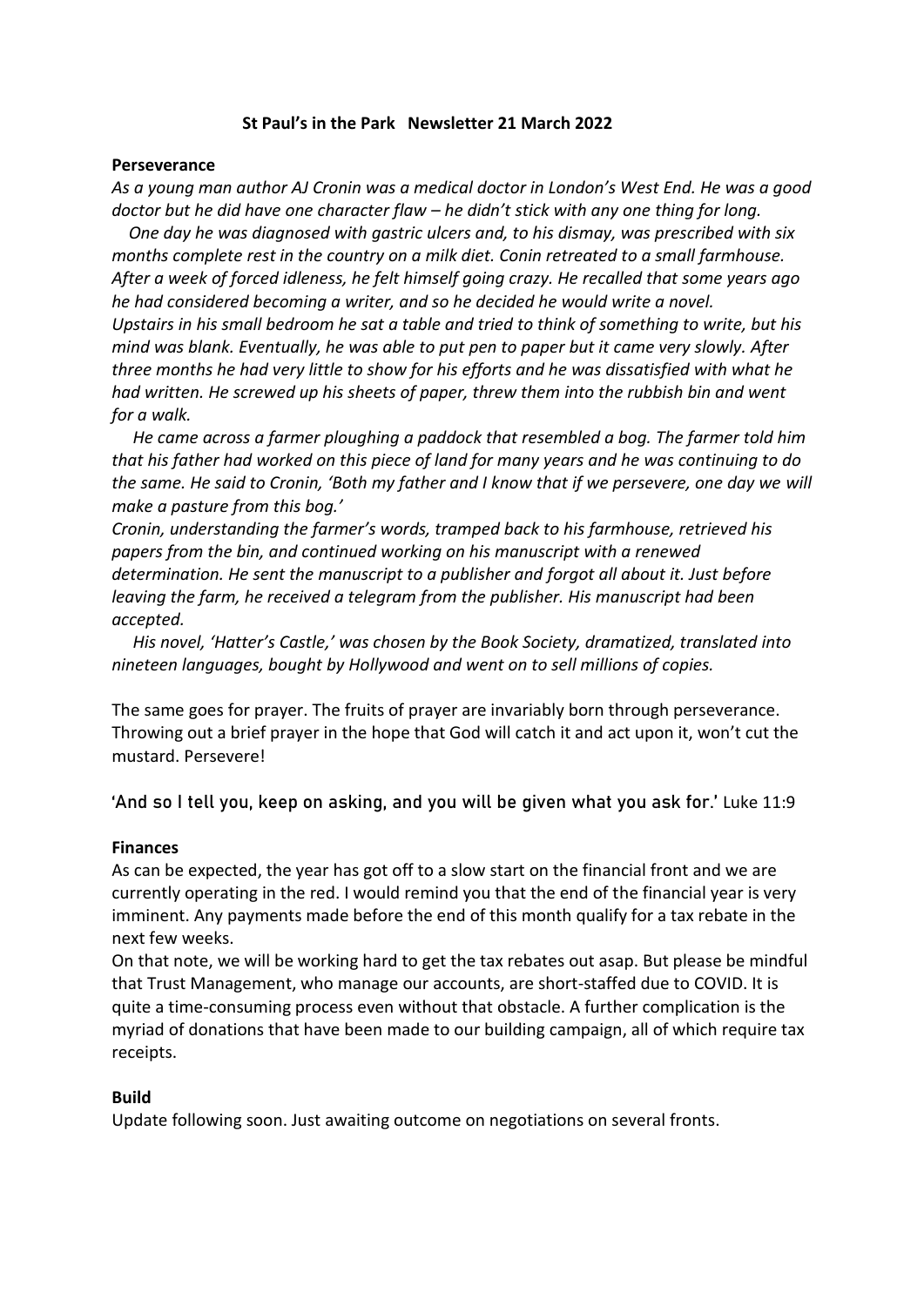**St Paul's in the Park   Newsletter 21 March 2022**

**Perseverance**

*As a young man author AJ Cronin was a medical doctor in London's West End. He was a good doctor but he did have one character flaw – he didn't stick with any one thing for long.*

*One day he was diagnosed with gastric ulcers and, to his dismay, was prescribed with six months complete rest in the country on a milk diet. Conin retreated to a small farmhouse. After a week of forced idleness, he felt himself going crazy. He recalled that some years ago he had considered becoming a writer, and so he decided he would write a novel.*

*Upstairs in his small bedroom he sat a table and tried to think of something to write, but his mind was blank. Eventually, he was able to put pen to paper but it came very slowly. After three months he had very little to show for his efforts and he was dissatisfied with what he had written. He screwed up his sheets of paper, threw them into the rubbish bin and went for a walk.*

*He came across a farmer ploughing a paddock that resembled a bog. The farmer told him that his father had worked on this piece of land for many years and he was continuing to do the same. He said to Cronin, 'Both my father and I know that if we persevere, one day we will make a pasture from this bog.'*

*Cronin, understanding the farmer's words, tramped back to his farmhouse, retrieved his papers from the bin, and continued working on his manuscript with a renewed determination. He sent the manuscript to a publisher and forgot all about it. Just before leaving the farm, he received a telegram from the publisher. His manuscript had been accepted.*

*His novel, 'Hatter's Castle,' was chosen by the Book Society, dramatized, translated into nineteen languages, bought by Hollywood and went on to sell millions of copies.*

The same goes for prayer. The fruits of prayer are invariably born through perseverance. Throwing out a brief prayer in the hope that God will catch it and act upon it, won't cut the mustard. Persevere!

'And so I tell you, keep on asking, and you will be given what you ask for.' Luke 11:9

**Finances**

As can be expected, the year has got off to a slow start on the financial front and we are currently operating in the red. I would remind you that the end of the financial year is very imminent. Any payments made before the end of this month qualify for a tax rebate in the next few weeks.

On that note, we will be working hard to get the tax rebates out asap. But please be mindful that Trust Management, who manage our accounts, are short-staffed due to COVID. It is quite a time-consuming process even without that obstacle. A further complication is the myriad of donations that have been made to our building campaign, all of which require tax receipts.

**Build**

Update following soon. Just awaiting outcome on negotiations on several fronts.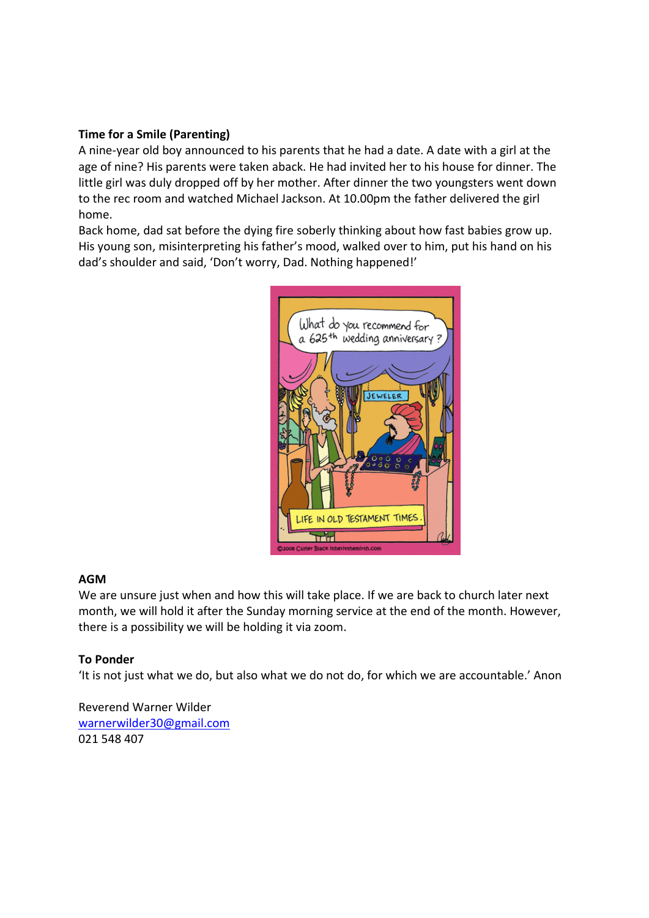**Time for a Smile (Parenting)**

A nine-year old boy announced to his parents that he had a date. A date with a girl at the age of nine? His parents were taken aback. He had invited her to his house for dinner. The little girl was duly dropped off by her mother. After dinner the two youngsters went down to the rec room and watched Michael Jackson. At 10.00pm the father delivered the girl home.

Back home, dad sat before the dying fire soberly thinking about how fast babies grow up. His young son, misinterpreting his father's mood, walked over to him, put his hand on his dad's shoulder and said, 'Don't worry, Dad. Nothing happened!'

**AGM**

We are unsure just when and how this will take place. If we are back to church later next month, we will hold it after the Sunday morning service at the end of the month. However, there is a possibility we will be holding it via zoom.

**To Ponder**

'It is not just what we do, but also what we do not do, for which we are accountable.' Anon

Reverend Warner Wilder
warnerwilder30@gmail.com
021 548 407